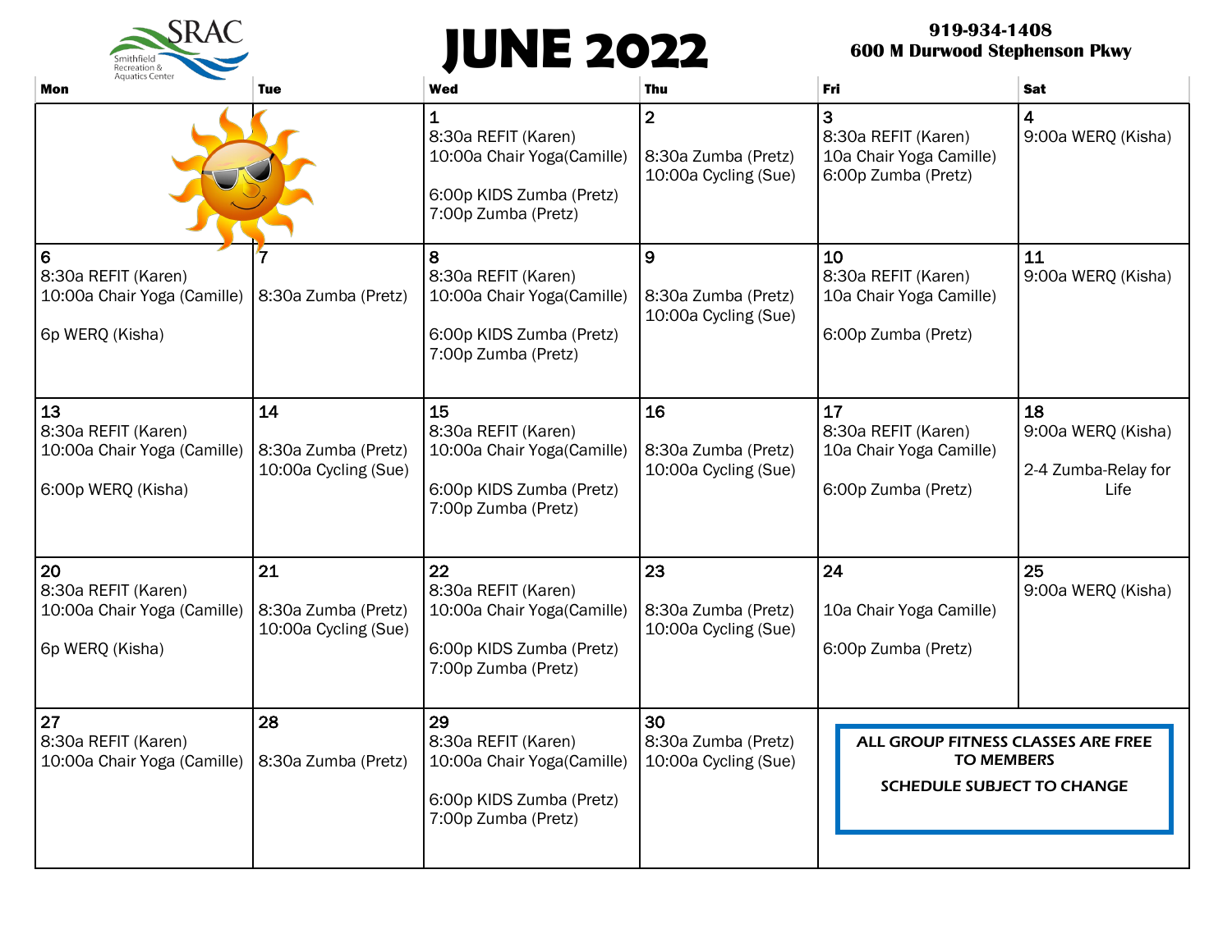SRAC Smithfield Recreation & Aquatics Center

# JUNE 2022

**919-934-1408**
**600 M Durwood Stephenson Pkwy**

| Mon | Tue | Wed | Thu | Fri | Sat |
|---|---|---|---|---|---|
| | | 1<br>8:30a REFIT (Karen)<br>10:00a Chair Yoga(Camille)<br><br>6:00p KIDS Zumba (Pretz)<br>7:00p Zumba (Pretz) | 2<br><br>8:30a Zumba (Pretz)<br>10:00a Cycling (Sue) | 3<br>8:30a REFIT (Karen)<br>10a Chair Yoga Camille)<br>6:00p Zumba (Pretz) | 4<br>9:00a WERQ (Kisha) |
| 6<br>8:30a REFIT (Karen)<br>10:00a Chair Yoga (Camille)<br><br>6p WERQ (Kisha) | 7<br><br>8:30a Zumba (Pretz) | 8<br>8:30a REFIT (Karen)<br>10:00a Chair Yoga(Camille)<br><br>6:00p KIDS Zumba (Pretz)<br>7:00p Zumba (Pretz) | 9<br><br>8:30a Zumba (Pretz)<br>10:00a Cycling (Sue) | 10<br>8:30a REFIT (Karen)<br>10a Chair Yoga Camille)<br><br>6:00p Zumba (Pretz) | 11<br>9:00a WERQ (Kisha) |
| 13<br>8:30a REFIT (Karen)<br>10:00a Chair Yoga (Camille)<br><br>6:00p WERQ (Kisha) | 14<br><br>8:30a Zumba (Pretz)<br>10:00a Cycling (Sue) | 15<br>8:30a REFIT (Karen)<br>10:00a Chair Yoga(Camille)<br><br>6:00p KIDS Zumba (Pretz)<br>7:00p Zumba (Pretz) | 16<br><br>8:30a Zumba (Pretz)<br>10:00a Cycling (Sue) | 17<br>8:30a REFIT (Karen)<br>10a Chair Yoga Camille)<br><br>6:00p Zumba (Pretz) | 18<br>9:00a WERQ (Kisha)<br><br>2-4 Zumba-Relay for Life |
| 20<br>8:30a REFIT (Karen)<br>10:00a Chair Yoga (Camille)<br><br>6p WERQ (Kisha) | 21<br><br>8:30a Zumba (Pretz)<br>10:00a Cycling (Sue) | 22<br>8:30a REFIT (Karen)<br>10:00a Chair Yoga(Camille)<br><br>6:00p KIDS Zumba (Pretz)<br>7:00p Zumba (Pretz) | 23<br><br>8:30a Zumba (Pretz)<br>10:00a Cycling (Sue) | 24<br><br>10a Chair Yoga Camille)<br><br>6:00p Zumba (Pretz) | 25<br>9:00a WERQ (Kisha) |
| 27<br>8:30a REFIT (Karen)<br>10:00a Chair Yoga (Camille) | 28<br><br>8:30a Zumba (Pretz) | 29<br>8:30a REFIT (Karen)<br>10:00a Chair Yoga(Camille)<br><br>6:00p KIDS Zumba (Pretz)<br>7:00p Zumba (Pretz) | 30<br>8:30a Zumba (Pretz)<br>10:00a Cycling (Sue) | **ALL GROUP FITNESS CLASSES ARE FREE TO MEMBERS**<br><br>**SCHEDULE SUBJECT TO CHANGE** | |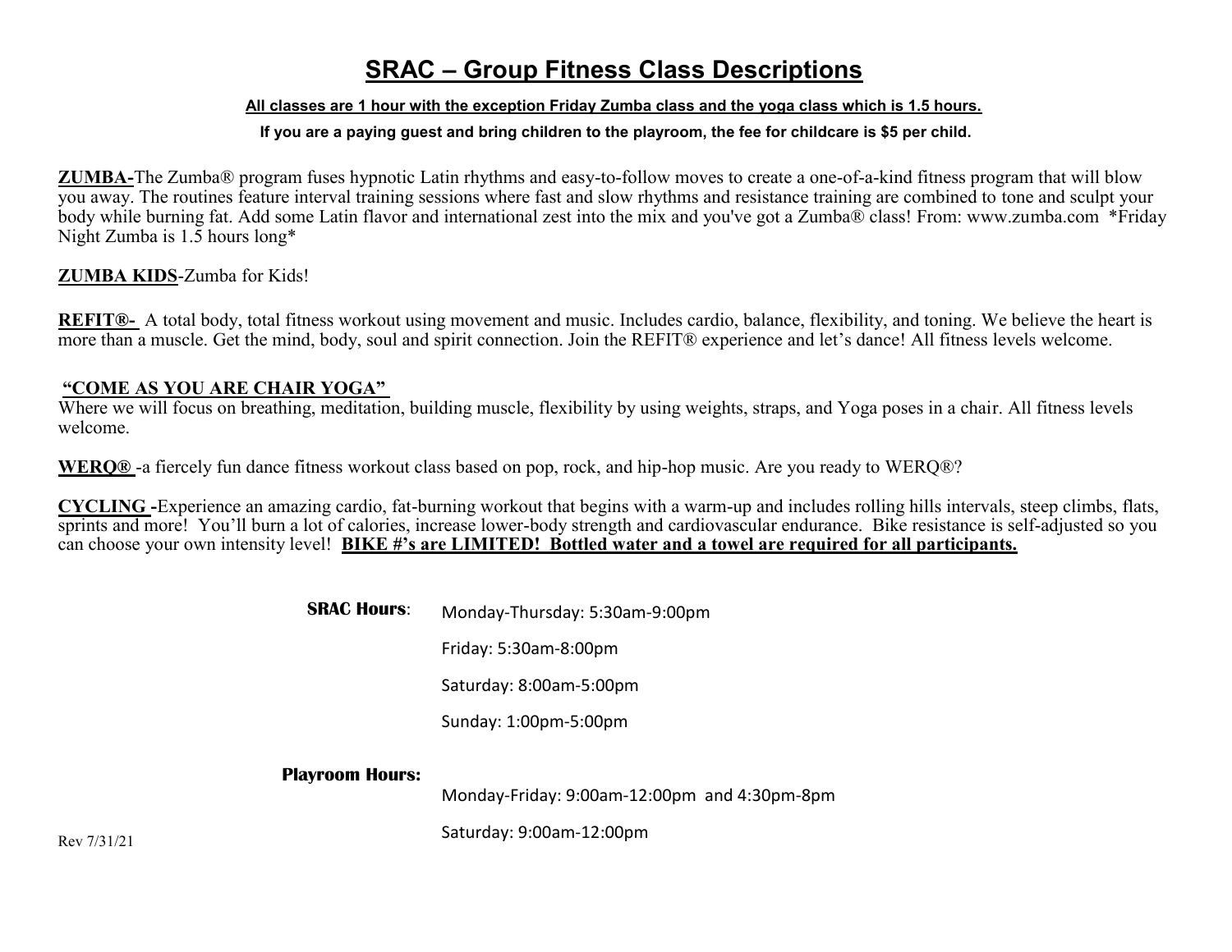# SRAC – Group Fitness Class Descriptions

**All classes are 1 hour with the exception Friday Zumba class and the yoga class which is 1.5 hours.**

**If you are a paying guest and bring children to the playroom, the fee for childcare is $5 per child.**

**ZUMBA-**The Zumba® program fuses hypnotic Latin rhythms and easy-to-follow moves to create a one-of-a-kind fitness program that will blow you away. The routines feature interval training sessions where fast and slow rhythms and resistance training are combined to tone and sculpt your body while burning fat. Add some Latin flavor and international zest into the mix and you've got a Zumba® class! From: www.zumba.com *Friday Night Zumba is 1.5 hours long*

**ZUMBA KIDS**-Zumba for Kids!

**REFIT®-** A total body, total fitness workout using movement and music. Includes cardio, balance, flexibility, and toning. We believe the heart is more than a muscle. Get the mind, body, soul and spirit connection. Join the REFIT® experience and let's dance! All fitness levels welcome.

**"COME AS YOU ARE CHAIR YOGA"**
Where we will focus on breathing, meditation, building muscle, flexibility by using weights, straps, and Yoga poses in a chair. All fitness levels welcome.

**WERQ®** -a fiercely fun dance fitness workout class based on pop, rock, and hip-hop music. Are you ready to WERQ®?

**CYCLING -**Experience an amazing cardio, fat-burning workout that begins with a warm-up and includes rolling hills intervals, steep climbs, flats, sprints and more! You'll burn a lot of calories, increase lower-body strength and cardiovascular endurance. Bike resistance is self-adjusted so you can choose your own intensity level! **BIKE #'s are LIMITED! Bottled water and a towel are required for all participants.**

**SRAC Hours**:

Monday-Thursday: 5:30am-9:00pm

Friday: 5:30am-8:00pm

Saturday: 8:00am-5:00pm

Sunday: 1:00pm-5:00pm

**Playroom Hours:**

Monday-Friday: 9:00am-12:00pm and 4:30pm-8pm

Saturday: 9:00am-12:00pm

Rev 7/31/21